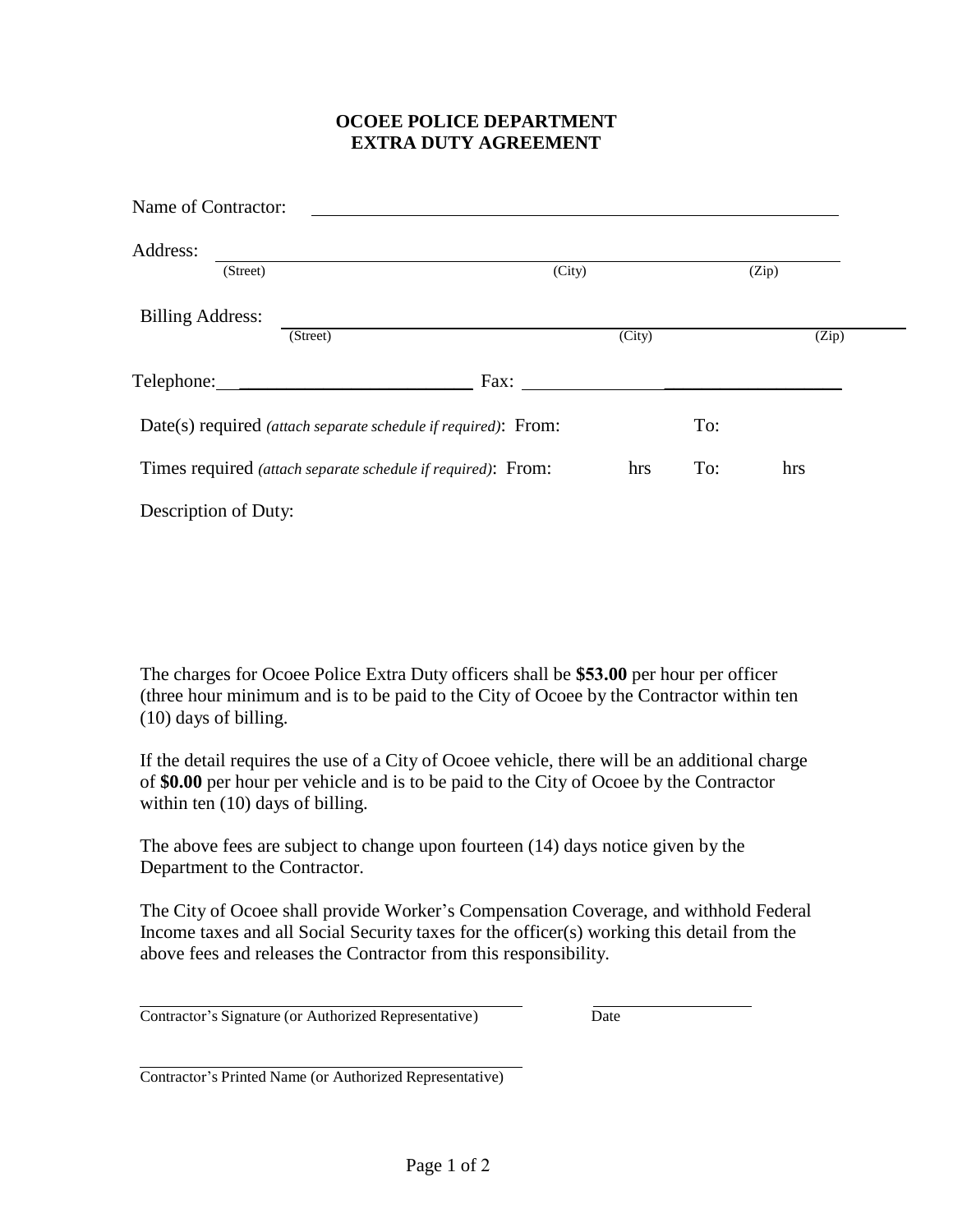# OCOEE POLICE DEPARTMENT
# EXTRA DUTY AGREEMENT

Name of Contractor: ____________________________________________

Address: ____________________________________________
(Street) (City) (Zip)

Billing Address: ____________________________________________
(Street) (City) (Zip)

Telephone: ______________________ Fax: ______________________

Date(s) required *(attach separate schedule if required)*: From: To:

Times required *(attach separate schedule if required)*: From: hrs To: hrs

Description of Duty:

The charges for Ocoee Police Extra Duty officers shall be **$53.00** per hour per officer (three hour minimum and is to be paid to the City of Ocoee by the Contractor within ten (10) days of billing.

If the detail requires the use of a City of Ocoee vehicle, there will be an additional charge of **$0.00** per hour per vehicle and is to be paid to the City of Ocoee by the Contractor within ten (10) days of billing.

The above fees are subject to change upon fourteen (14) days notice given by the Department to the Contractor.

The City of Ocoee shall provide Worker's Compensation Coverage, and withhold Federal Income taxes and all Social Security taxes for the officer(s) working this detail from the above fees and releases the Contractor from this responsibility.

______________________________ ______________
Contractor's Signature (or Authorized Representative) Date

______________________________
Contractor's Printed Name (or Authorized Representative)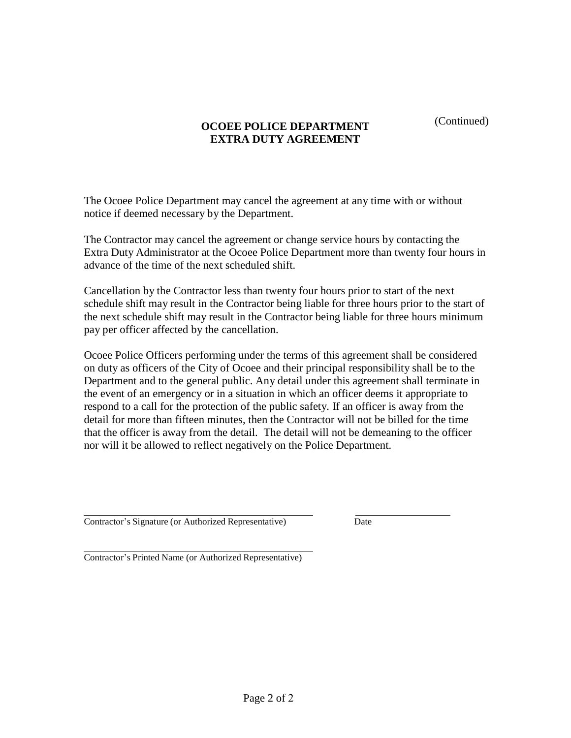(Continued)

**OCOEE POLICE DEPARTMENT**
**EXTRA DUTY AGREEMENT**

The Ocoee Police Department may cancel the agreement at any time with or without notice if deemed necessary by the Department.

The Contractor may cancel the agreement or change service hours by contacting the Extra Duty Administrator at the Ocoee Police Department more than twenty four hours in advance of the time of the next scheduled shift.

Cancellation by the Contractor less than twenty four hours prior to start of the next schedule shift may result in the Contractor being liable for three hours prior to the start of the next schedule shift may result in the Contractor being liable for three hours minimum pay per officer affected by the cancellation.

Ocoee Police Officers performing under the terms of this agreement shall be considered on duty as officers of the City of Ocoee and their principal responsibility shall be to the Department and to the general public. Any detail under this agreement shall terminate in the event of an emergency or in a situation in which an officer deems it appropriate to respond to a call for the protection of the public safety. If an officer is away from the detail for more than fifteen minutes, then the Contractor will not be billed for the time that the officer is away from the detail. The detail will not be demeaning to the officer nor will it be allowed to reflect negatively on the Police Department.

______________________________________________ ____________________
Contractor's Signature (or Authorized Representative) Date

______________________________________________
Contractor's Printed Name (or Authorized Representative)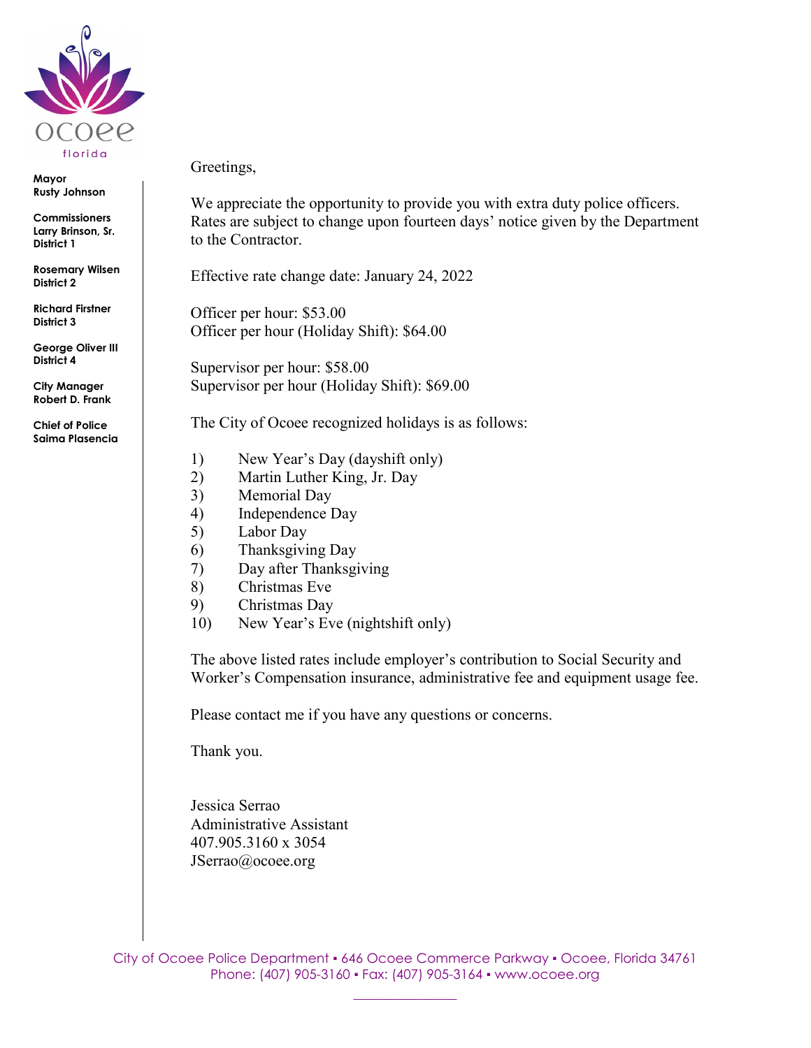ocoee
florida

**Mayor**
**Rusty Johnson**

**Commissioners**
**Larry Brinson, Sr.**
**District 1**

**Rosemary Wilsen**
**District 2**

**Richard Firstner**
**District 3**

**George Oliver III**
**District 4**

**City Manager**
**Robert D. Frank**

**Chief of Police**
**Saima Plasencia**

Greetings,

We appreciate the opportunity to provide you with extra duty police officers. Rates are subject to change upon fourteen days' notice given by the Department to the Contractor.

Effective rate change date: January 24, 2022

Officer per hour: $53.00
Officer per hour (Holiday Shift): $64.00

Supervisor per hour: $58.00
Supervisor per hour (Holiday Shift): $69.00

The City of Ocoee recognized holidays is as follows:

1) New Year's Day (dayshift only)
2) Martin Luther King, Jr. Day
3) Memorial Day
4) Independence Day
5) Labor Day
6) Thanksgiving Day
7) Day after Thanksgiving
8) Christmas Eve
9) Christmas Day
10) New Year's Eve (nightshift only)

The above listed rates include employer's contribution to Social Security and Worker's Compensation insurance, administrative fee and equipment usage fee.

Please contact me if you have any questions or concerns.

Thank you.

Jessica Serrao
Administrative Assistant
407.905.3160 x 3054
JSerrao@ocoee.org

City of Ocoee Police Department ▪ 646 Ocoee Commerce Parkway ▪ Ocoee, Florida 34761
Phone: (407) 905-3160 ▪ Fax: (407) 905-3164 ▪ www.ocoee.org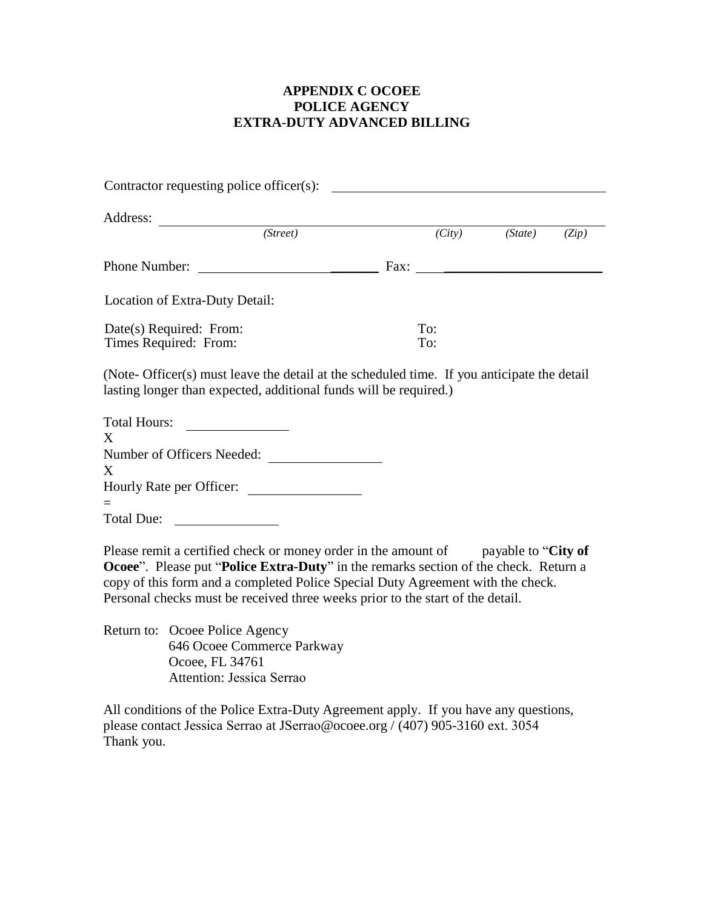# APPENDIX C OCOEE
# POLICE AGENCY
# EXTRA-DUTY ADVANCED BILLING

Contractor requesting police officer(s): ________________________________________

Address: ______________________________________________________________________
*(Street)* *(City)* *(State)* *(Zip)*

Phone Number: ___________________________ Fax: ____________________________

Location of Extra-Duty Detail:

Date(s) Required: From: To:
Times Required: From: To:

(Note- Officer(s) must leave the detail at the scheduled time. If you anticipate the detail lasting longer than expected, additional funds will be required.)

Total Hours: ______________
X
Number of Officers Needed: ________________
X
Hourly Rate per Officer: ________________
=
Total Due: ______________

Please remit a certified check or money order in the amount of payable to "**City of Ocoee**". Please put "**Police Extra-Duty**" in the remarks section of the check. Return a copy of this form and a completed Police Special Duty Agreement with the check. Personal checks must be received three weeks prior to the start of the detail.

Return to: Ocoee Police Agency
646 Ocoee Commerce Parkway
Ocoee, FL 34761
Attention: Jessica Serrao

All conditions of the Police Extra-Duty Agreement apply. If you have any questions, please contact Jessica Serrao at JSerrao@ocoee.org / (407) 905-3160 ext. 3054
Thank you.